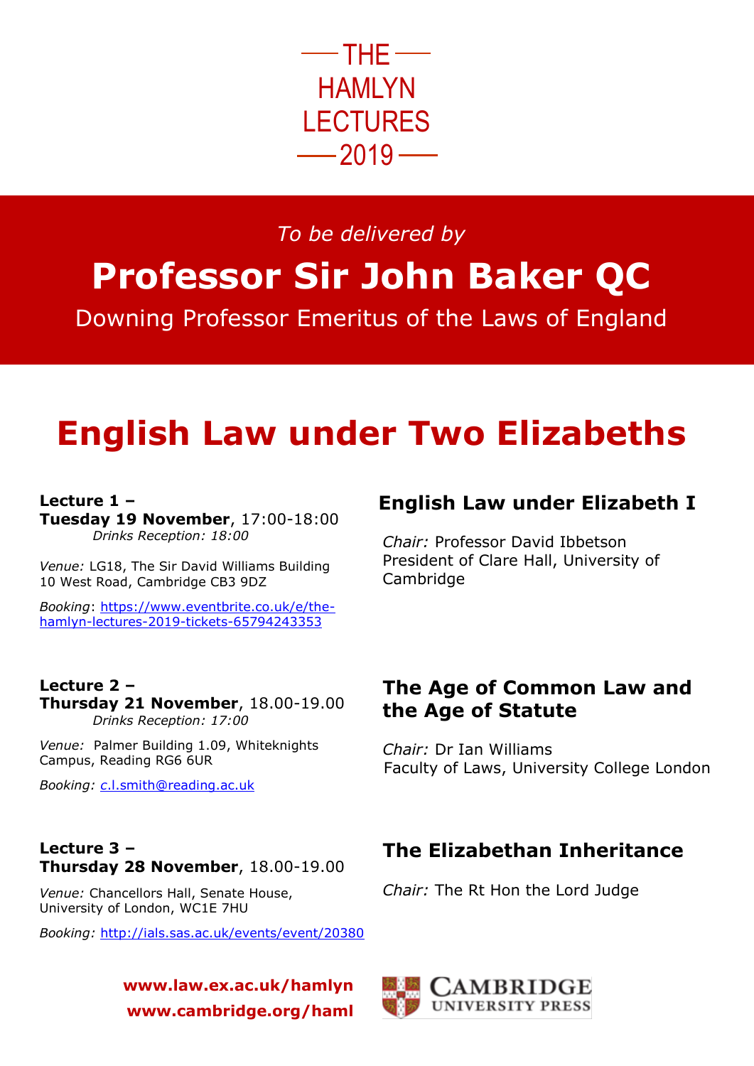# THE HAMLYN LECTURES 2019

*To be delivered by*

## Professor Sir John Baker QC

Downing Professor Emeritus of the Laws of England

# English Law under Two Elizabeths

**Lecture 1 –**
**Tuesday 19 November**, 17:00-18:00
*Drinks Reception: 18:00*

*Venue:* LG18, The Sir David Williams Building
10 West Road, Cambridge CB3 9DZ

*Booking*: https://www.eventbrite.co.uk/e/the-hamlyn-lectures-2019-tickets-65794243353

### English Law under Elizabeth I

*Chair:* Professor David Ibbetson
President of Clare Hall, University of Cambridge

**Lecture 2 –**
**Thursday 21 November**, 18.00-19.00
*Drinks Reception: 17:00*

*Venue:* Palmer Building 1.09, Whiteknights Campus, Reading RG6 6UR

*Booking:* c.l.smith@reading.ac.uk

### The Age of Common Law and the Age of Statute

*Chair:* Dr Ian Williams
Faculty of Laws, University College London

**Lecture 3 –**
**Thursday 28 November**, 18.00-19.00

*Venue:* Chancellors Hall, Senate House, University of London, WC1E 7HU

*Booking:* http://ials.sas.ac.uk/events/event/20380

### The Elizabethan Inheritance

*Chair:* The Rt Hon the Lord Judge

**www.law.ex.ac.uk/hamlyn**
**www.cambridge.org/haml**

CAMBRIDGE UNIVERSITY PRESS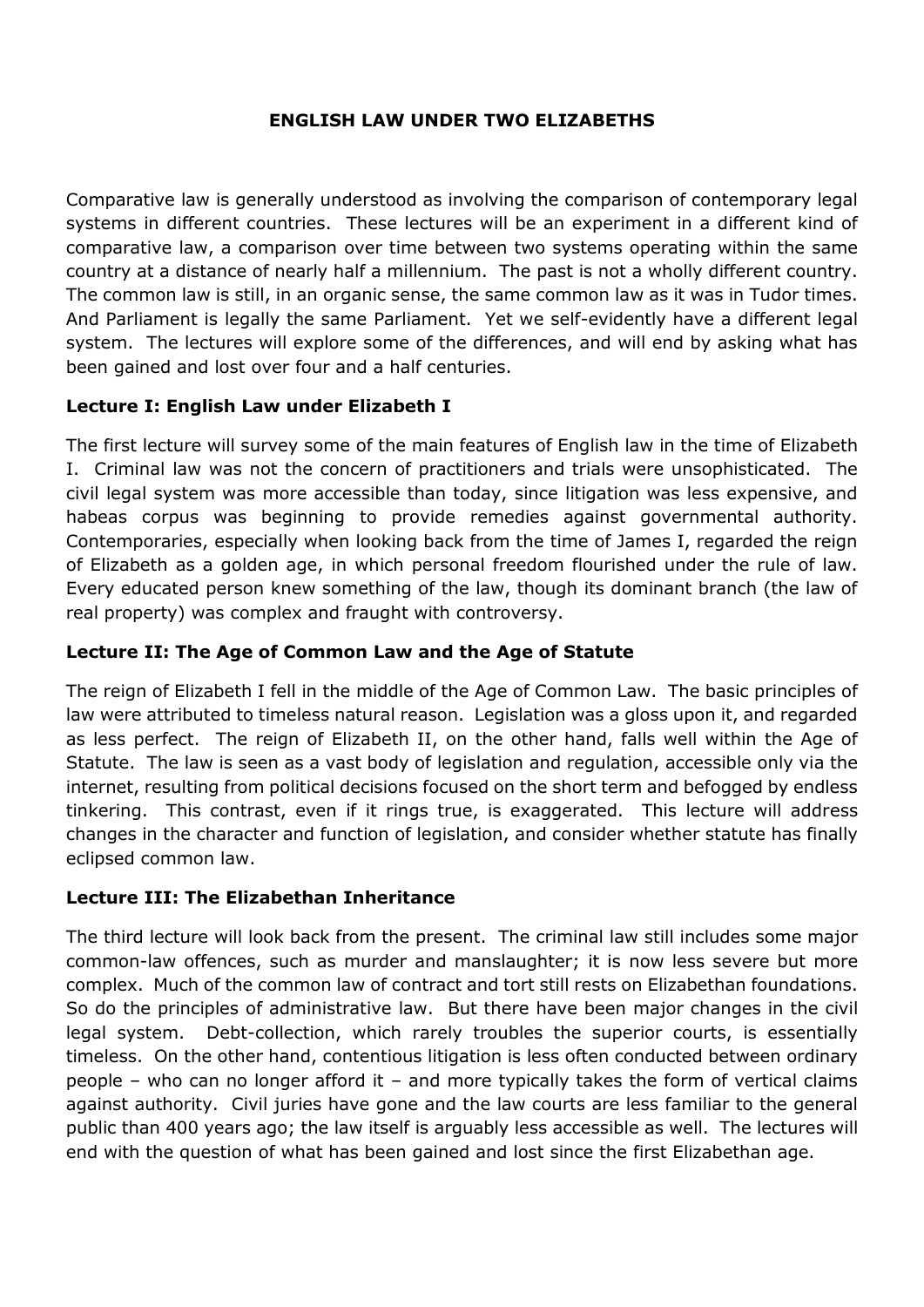## ENGLISH LAW UNDER TWO ELIZABETHS

Comparative law is generally understood as involving the comparison of contemporary legal systems in different countries. These lectures will be an experiment in a different kind of comparative law, a comparison over time between two systems operating within the same country at a distance of nearly half a millennium. The past is not a wholly different country. The common law is still, in an organic sense, the same common law as it was in Tudor times. And Parliament is legally the same Parliament. Yet we self-evidently have a different legal system. The lectures will explore some of the differences, and will end by asking what has been gained and lost over four and a half centuries.

### Lecture I: English Law under Elizabeth I

The first lecture will survey some of the main features of English law in the time of Elizabeth I. Criminal law was not the concern of practitioners and trials were unsophisticated. The civil legal system was more accessible than today, since litigation was less expensive, and habeas corpus was beginning to provide remedies against governmental authority. Contemporaries, especially when looking back from the time of James I, regarded the reign of Elizabeth as a golden age, in which personal freedom flourished under the rule of law. Every educated person knew something of the law, though its dominant branch (the law of real property) was complex and fraught with controversy.

### Lecture II: The Age of Common Law and the Age of Statute

The reign of Elizabeth I fell in the middle of the Age of Common Law. The basic principles of law were attributed to timeless natural reason. Legislation was a gloss upon it, and regarded as less perfect. The reign of Elizabeth II, on the other hand, falls well within the Age of Statute. The law is seen as a vast body of legislation and regulation, accessible only via the internet, resulting from political decisions focused on the short term and befogged by endless tinkering. This contrast, even if it rings true, is exaggerated. This lecture will address changes in the character and function of legislation, and consider whether statute has finally eclipsed common law.

### Lecture III: The Elizabethan Inheritance

The third lecture will look back from the present. The criminal law still includes some major common-law offences, such as murder and manslaughter; it is now less severe but more complex. Much of the common law of contract and tort still rests on Elizabethan foundations. So do the principles of administrative law. But there have been major changes in the civil legal system. Debt-collection, which rarely troubles the superior courts, is essentially timeless. On the other hand, contentious litigation is less often conducted between ordinary people – who can no longer afford it – and more typically takes the form of vertical claims against authority. Civil juries have gone and the law courts are less familiar to the general public than 400 years ago; the law itself is arguably less accessible as well. The lectures will end with the question of what has been gained and lost since the first Elizabethan age.